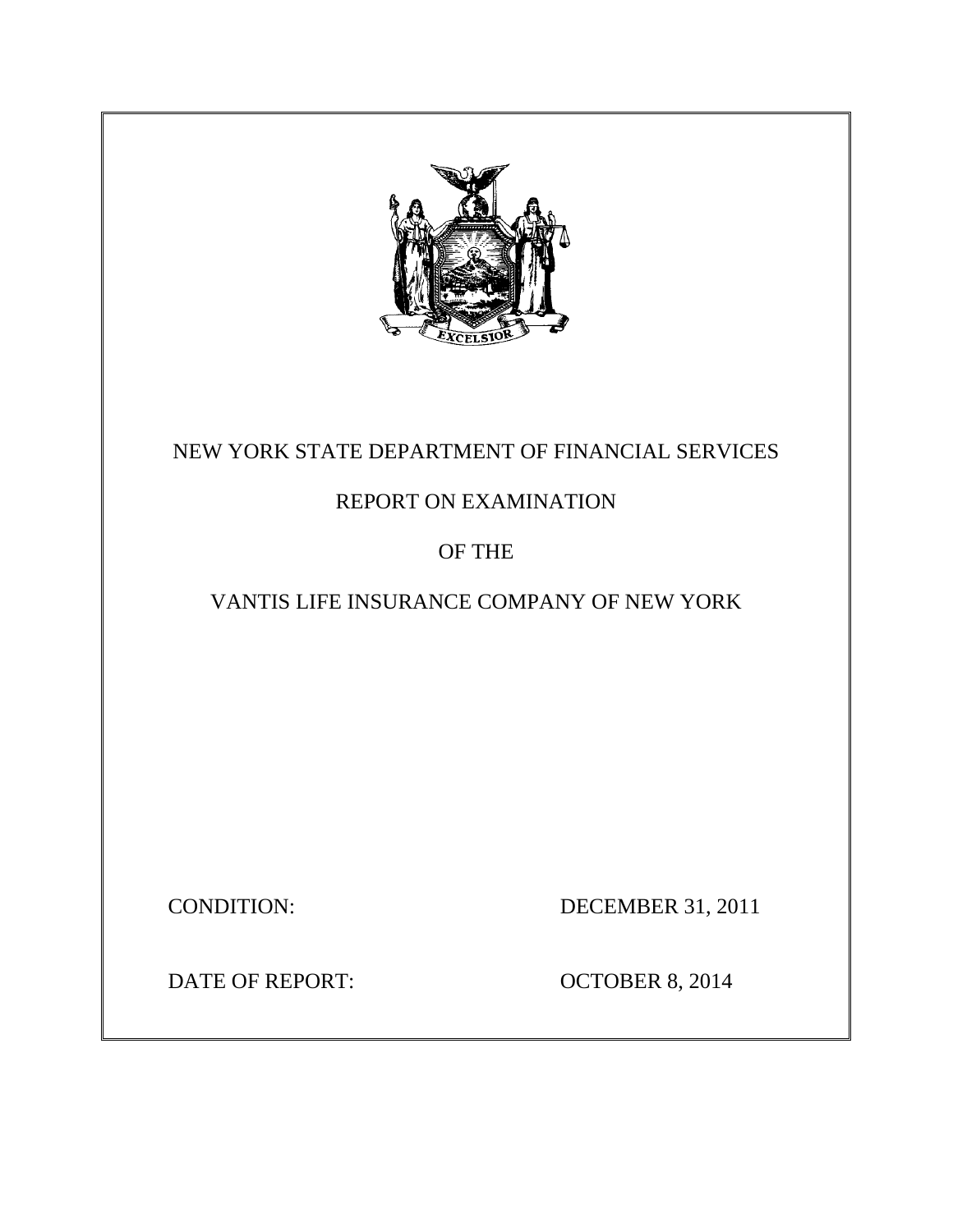NEW YORK STATE DEPARTMENT OF FINANCIAL SERVICES

REPORT ON EXAMINATION

OF THE

VANTIS LIFE INSURANCE COMPANY OF NEW YORK

CONDITION: DECEMBER 31, 2011

DATE OF REPORT: OCTOBER 8, 2014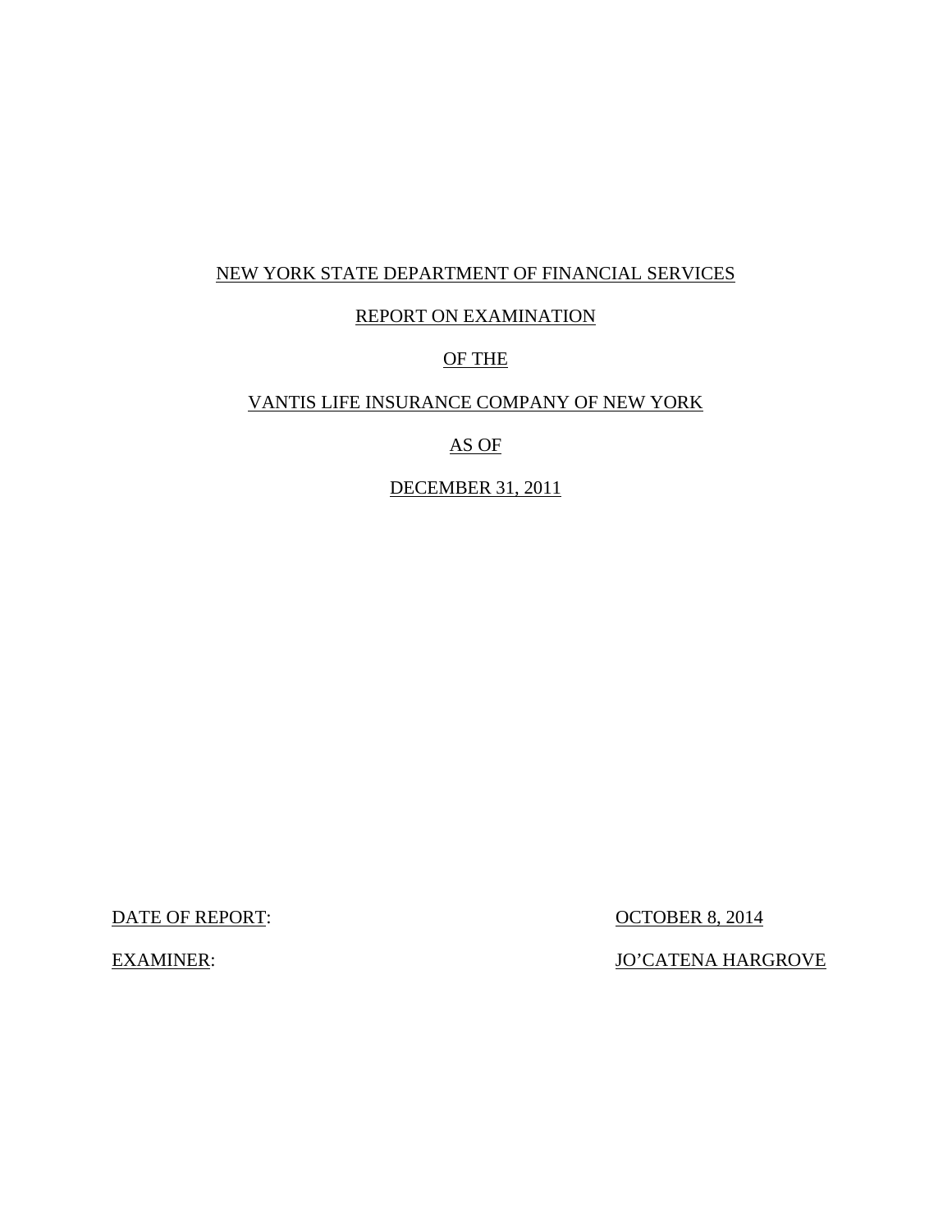NEW YORK STATE DEPARTMENT OF FINANCIAL SERVICES

REPORT ON EXAMINATION

OF THE

VANTIS LIFE INSURANCE COMPANY OF NEW YORK

AS OF

DECEMBER 31, 2011

DATE OF REPORT: OCTOBER 8, 2014

EXAMINER: JO'CATENA HARGROVE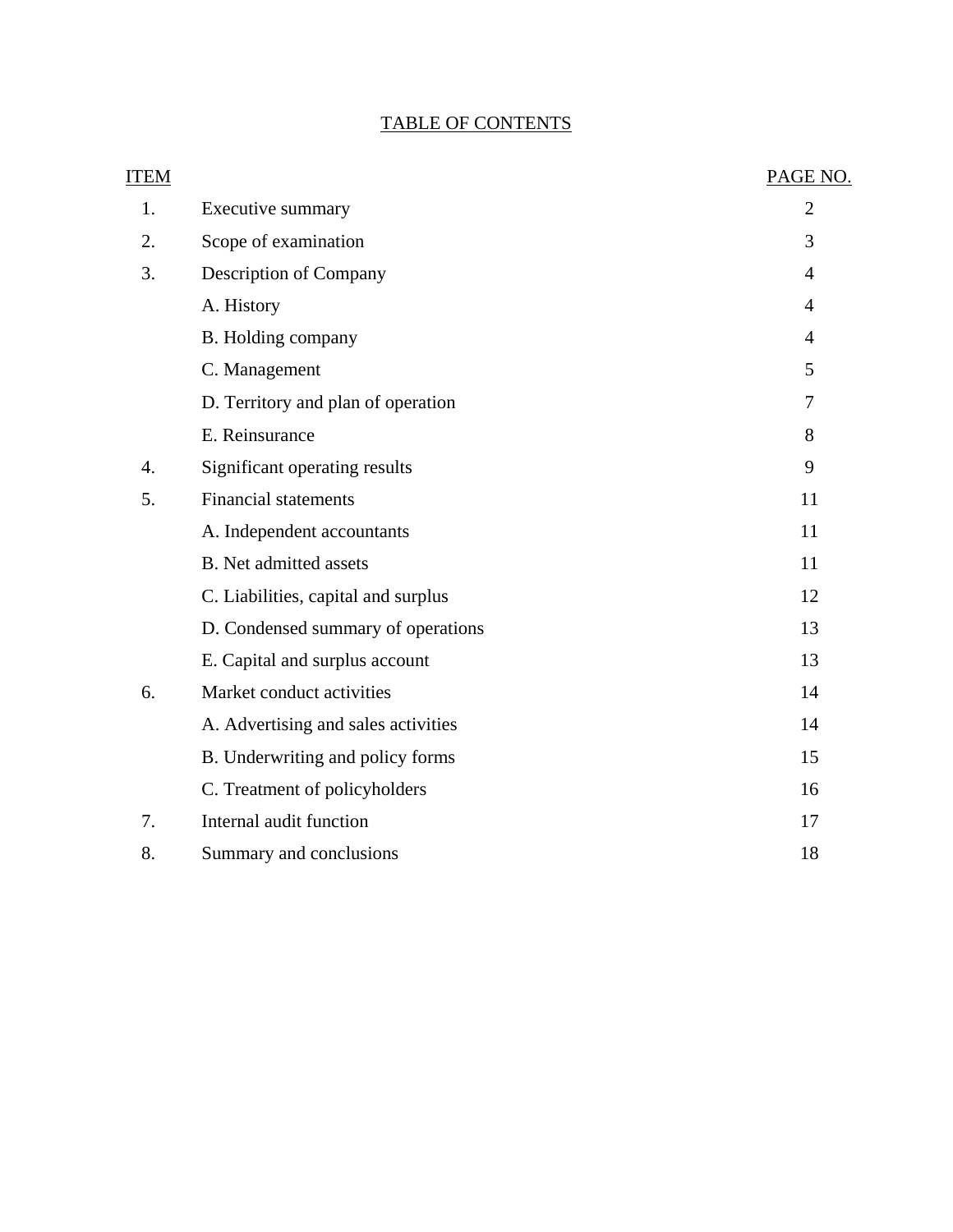# TABLE OF CONTENTS

| ITEM | | PAGE NO. |
|---|---|---|
| 1. | Executive summary | 2 |
| 2. | Scope of examination | 3 |
| 3. | Description of Company | 4 |
| | A. History | 4 |
| | B. Holding company | 4 |
| | C. Management | 5 |
| | D. Territory and plan of operation | 7 |
| | E. Reinsurance | 8 |
| 4. | Significant operating results | 9 |
| 5. | Financial statements | 11 |
| | A. Independent accountants | 11 |
| | B. Net admitted assets | 11 |
| | C. Liabilities, capital and surplus | 12 |
| | D. Condensed summary of operations | 13 |
| | E. Capital and surplus account | 13 |
| 6. | Market conduct activities | 14 |
| | A. Advertising and sales activities | 14 |
| | B. Underwriting and policy forms | 15 |
| | C. Treatment of policyholders | 16 |
| 7. | Internal audit function | 17 |
| 8. | Summary and conclusions | 18 |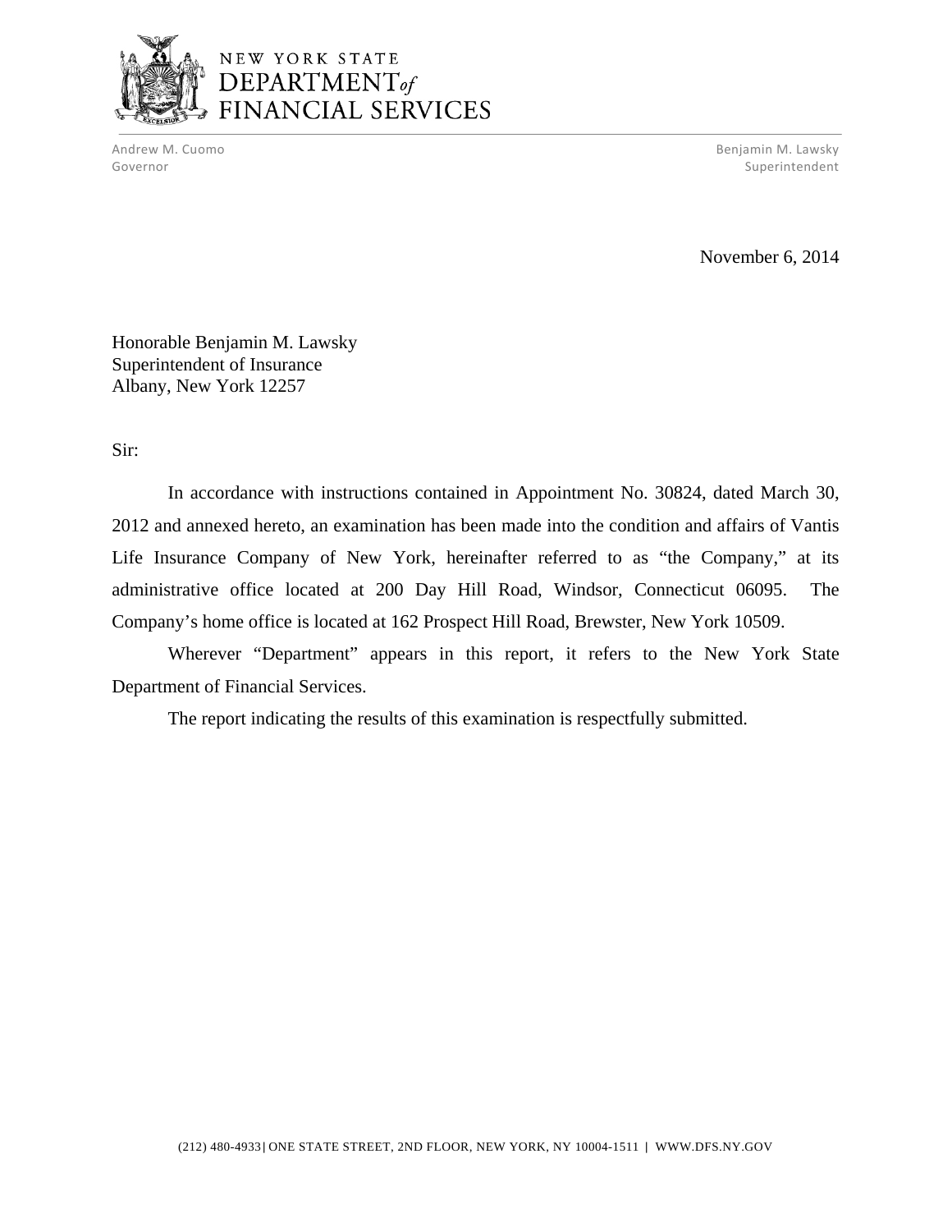NEW YORK STATE
DEPARTMENT *of*
FINANCIAL SERVICES

Andrew M. Cuomo
Governor

Benjamin M. Lawsky
Superintendent

November 6, 2014

Honorable Benjamin M. Lawsky
Superintendent of Insurance
Albany, New York 12257

Sir:

In accordance with instructions contained in Appointment No. 30824, dated March 30, 2012 and annexed hereto, an examination has been made into the condition and affairs of Vantis Life Insurance Company of New York, hereinafter referred to as "the Company," at its administrative office located at 200 Day Hill Road, Windsor, Connecticut 06095. The Company's home office is located at 162 Prospect Hill Road, Brewster, New York 10509.

Wherever "Department" appears in this report, it refers to the New York State Department of Financial Services.

The report indicating the results of this examination is respectfully submitted.

(212) 480-4933 | ONE STATE STREET, 2ND FLOOR, NEW YORK, NY 10004-1511 | WWW.DFS.NY.GOV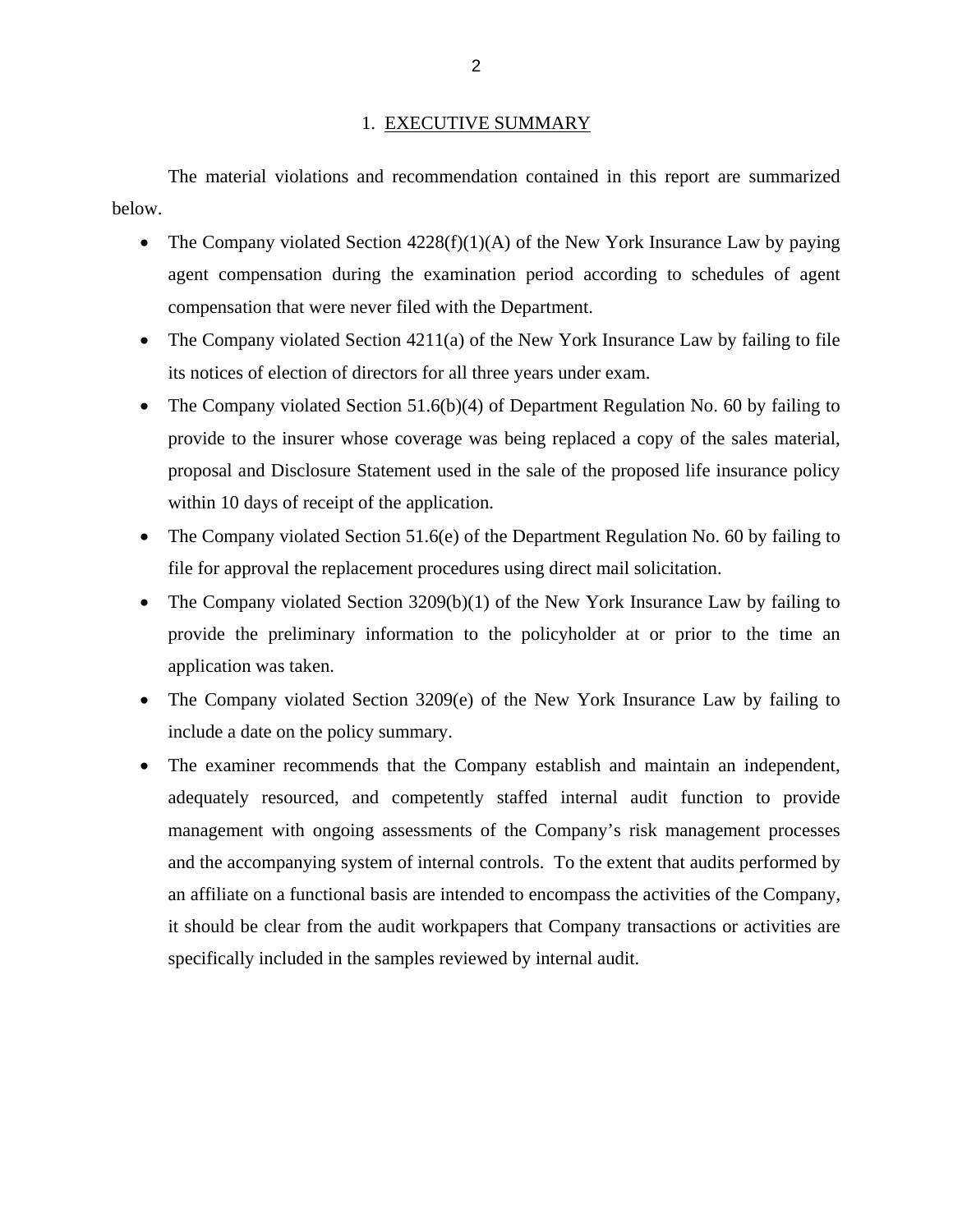## 1. EXECUTIVE SUMMARY

The material violations and recommendation contained in this report are summarized below.

- The Company violated Section 4228(f)(1)(A) of the New York Insurance Law by paying agent compensation during the examination period according to schedules of agent compensation that were never filed with the Department.
- The Company violated Section 4211(a) of the New York Insurance Law by failing to file its notices of election of directors for all three years under exam.
- The Company violated Section 51.6(b)(4) of Department Regulation No. 60 by failing to provide to the insurer whose coverage was being replaced a copy of the sales material, proposal and Disclosure Statement used in the sale of the proposed life insurance policy within 10 days of receipt of the application.
- The Company violated Section 51.6(e) of the Department Regulation No. 60 by failing to file for approval the replacement procedures using direct mail solicitation.
- The Company violated Section 3209(b)(1) of the New York Insurance Law by failing to provide the preliminary information to the policyholder at or prior to the time an application was taken.
- The Company violated Section 3209(e) of the New York Insurance Law by failing to include a date on the policy summary.
- The examiner recommends that the Company establish and maintain an independent, adequately resourced, and competently staffed internal audit function to provide management with ongoing assessments of the Company's risk management processes and the accompanying system of internal controls. To the extent that audits performed by an affiliate on a functional basis are intended to encompass the activities of the Company, it should be clear from the audit workpapers that Company transactions or activities are specifically included in the samples reviewed by internal audit.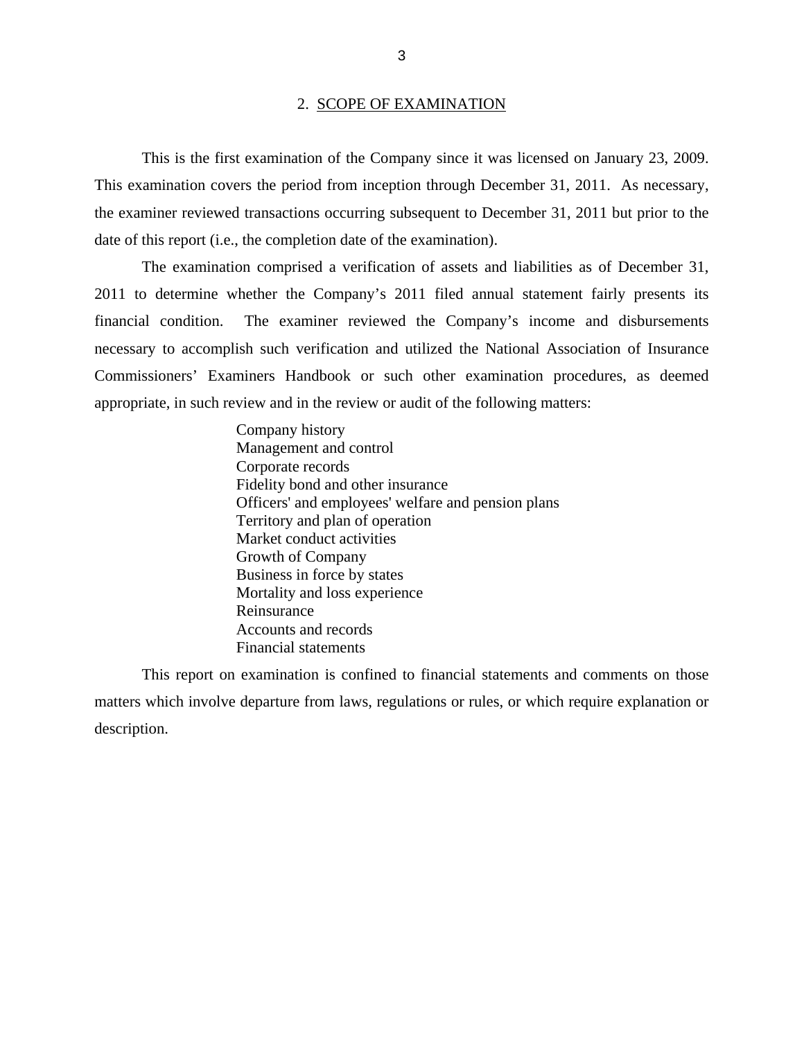## 2. SCOPE OF EXAMINATION

This is the first examination of the Company since it was licensed on January 23, 2009. This examination covers the period from inception through December 31, 2011. As necessary, the examiner reviewed transactions occurring subsequent to December 31, 2011 but prior to the date of this report (i.e., the completion date of the examination).

The examination comprised a verification of assets and liabilities as of December 31, 2011 to determine whether the Company's 2011 filed annual statement fairly presents its financial condition. The examiner reviewed the Company's income and disbursements necessary to accomplish such verification and utilized the National Association of Insurance Commissioners' Examiners Handbook or such other examination procedures, as deemed appropriate, in such review and in the review or audit of the following matters:

- Company history
- Management and control
- Corporate records
- Fidelity bond and other insurance
- Officers' and employees' welfare and pension plans
- Territory and plan of operation
- Market conduct activities
- Growth of Company
- Business in force by states
- Mortality and loss experience
- Reinsurance
- Accounts and records
- Financial statements

This report on examination is confined to financial statements and comments on those matters which involve departure from laws, regulations or rules, or which require explanation or description.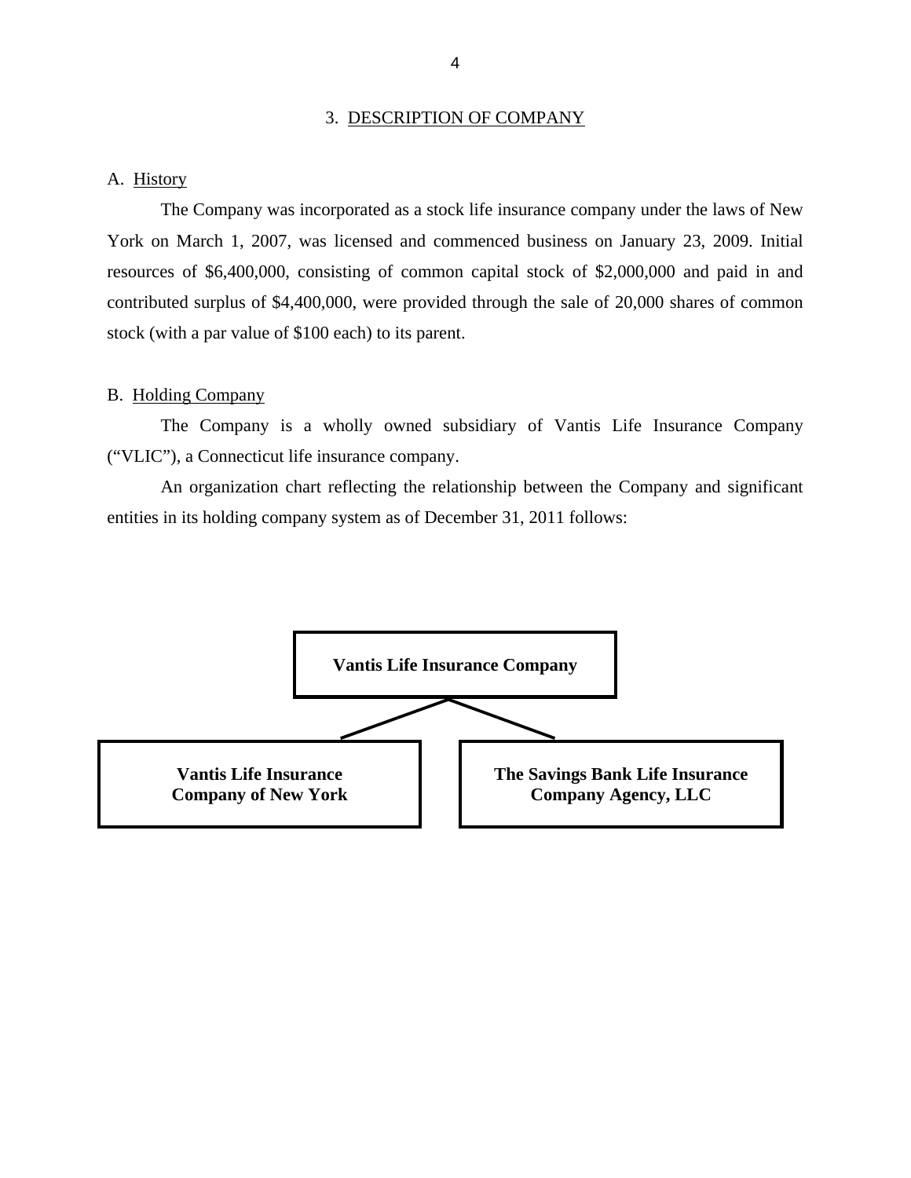## 3. DESCRIPTION OF COMPANY

### A. History

The Company was incorporated as a stock life insurance company under the laws of New York on March 1, 2007, was licensed and commenced business on January 23, 2009. Initial resources of $6,400,000, consisting of common capital stock of $2,000,000 and paid in and contributed surplus of $4,400,000, were provided through the sale of 20,000 shares of common stock (with a par value of $100 each) to its parent.

### B. Holding Company

The Company is a wholly owned subsidiary of Vantis Life Insurance Company ("VLIC"), a Connecticut life insurance company.

An organization chart reflecting the relationship between the Company and significant entities in its holding company system as of December 31, 2011 follows:

**Vantis Life Insurance Company**

- **Vantis Life Insurance Company of New York**
- **The Savings Bank Life Insurance Company Agency, LLC**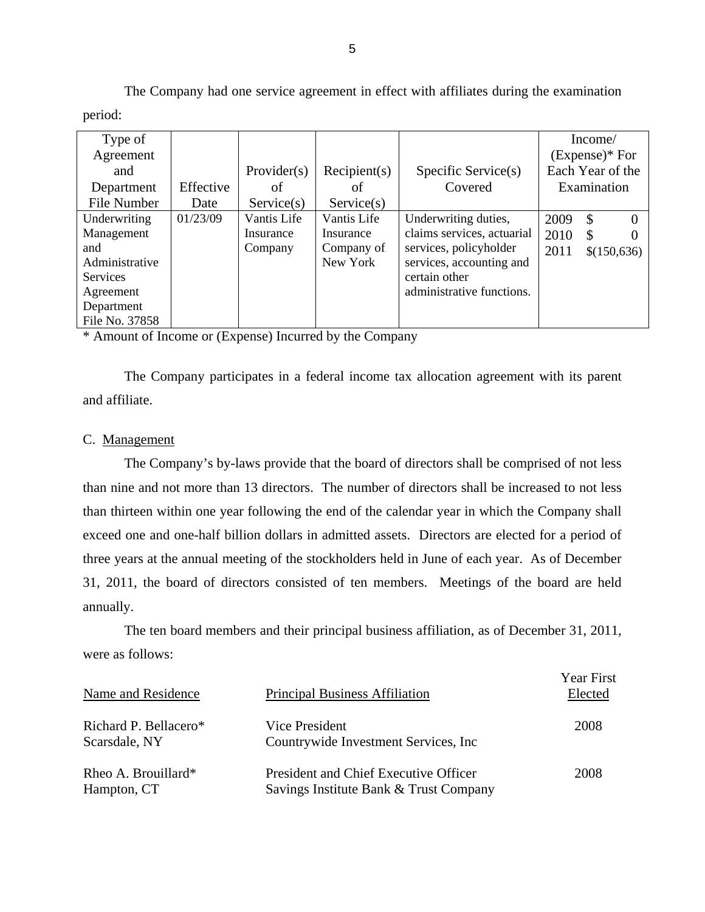The Company had one service agreement in effect with affiliates during the examination period:

| Type of Agreement and Department File Number | Effective Date | Provider(s) of Service(s) | Recipient(s) of Service(s) | Specific Service(s) Covered | Income/ (Expense)* For Each Year of the Examination |
|---|---|---|---|---|---|
| Underwriting Management and Administrative Services Agreement Department File No. 37858 | 01/23/09 | Vantis Life Insurance Company | Vantis Life Insurance Company of New York | Underwriting duties, claims services, actuarial services, policyholder services, accounting and certain other administrative functions. | 2009 $ 0<br>2010 $ 0<br>2011 $(150,636) |

* Amount of Income or (Expense) Incurred by the Company

The Company participates in a federal income tax allocation agreement with its parent and affiliate.

C. Management

The Company's by-laws provide that the board of directors shall be comprised of not less than nine and not more than 13 directors. The number of directors shall be increased to not less than thirteen within one year following the end of the calendar year in which the Company shall exceed one and one-half billion dollars in admitted assets. Directors are elected for a period of three years at the annual meeting of the stockholders held in June of each year. As of December 31, 2011, the board of directors consisted of ten members. Meetings of the board are held annually.

The ten board members and their principal business affiliation, as of December 31, 2011, were as follows:

| Name and Residence | Principal Business Affiliation | Year First Elected |
|---|---|---|
| Richard P. Bellacero*<br>Scarsdale, NY | Vice President<br>Countrywide Investment Services, Inc | 2008 |
| Rheo A. Brouillard*<br>Hampton, CT | President and Chief Executive Officer<br>Savings Institute Bank & Trust Company | 2008 |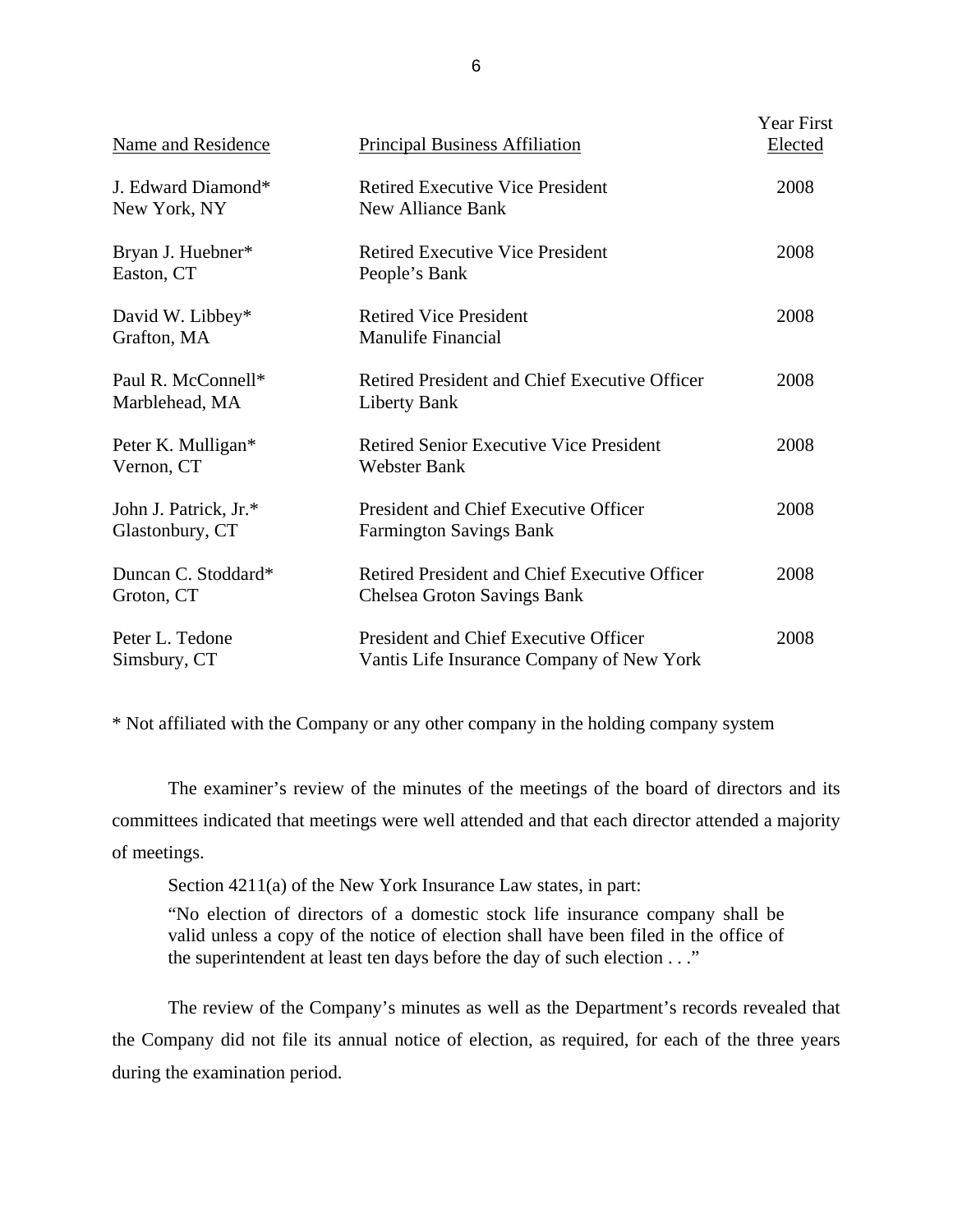| Name and Residence | Principal Business Affiliation | Year First Elected |
|---|---|---|
| J. Edward Diamond*<br>New York, NY | Retired Executive Vice President<br>New Alliance Bank | 2008 |
| Bryan J. Huebner*<br>Easton, CT | Retired Executive Vice President<br>People's Bank | 2008 |
| David W. Libbey*<br>Grafton, MA | Retired Vice President<br>Manulife Financial | 2008 |
| Paul R. McConnell*<br>Marblehead, MA | Retired President and Chief Executive Officer<br>Liberty Bank | 2008 |
| Peter K. Mulligan*<br>Vernon, CT | Retired Senior Executive Vice President<br>Webster Bank | 2008 |
| John J. Patrick, Jr.*<br>Glastonbury, CT | President and Chief Executive Officer<br>Farmington Savings Bank | 2008 |
| Duncan C. Stoddard*<br>Groton, CT | Retired President and Chief Executive Officer<br>Chelsea Groton Savings Bank | 2008 |
| Peter L. Tedone<br>Simsbury, CT | President and Chief Executive Officer<br>Vantis Life Insurance Company of New York | 2008 |

* Not affiliated with the Company or any other company in the holding company system

The examiner's review of the minutes of the meetings of the board of directors and its committees indicated that meetings were well attended and that each director attended a majority of meetings.

Section 4211(a) of the New York Insurance Law states, in part:

> "No election of directors of a domestic stock life insurance company shall be valid unless a copy of the notice of election shall have been filed in the office of the superintendent at least ten days before the day of such election . . ."

The review of the Company's minutes as well as the Department's records revealed that the Company did not file its annual notice of election, as required, for each of the three years during the examination period.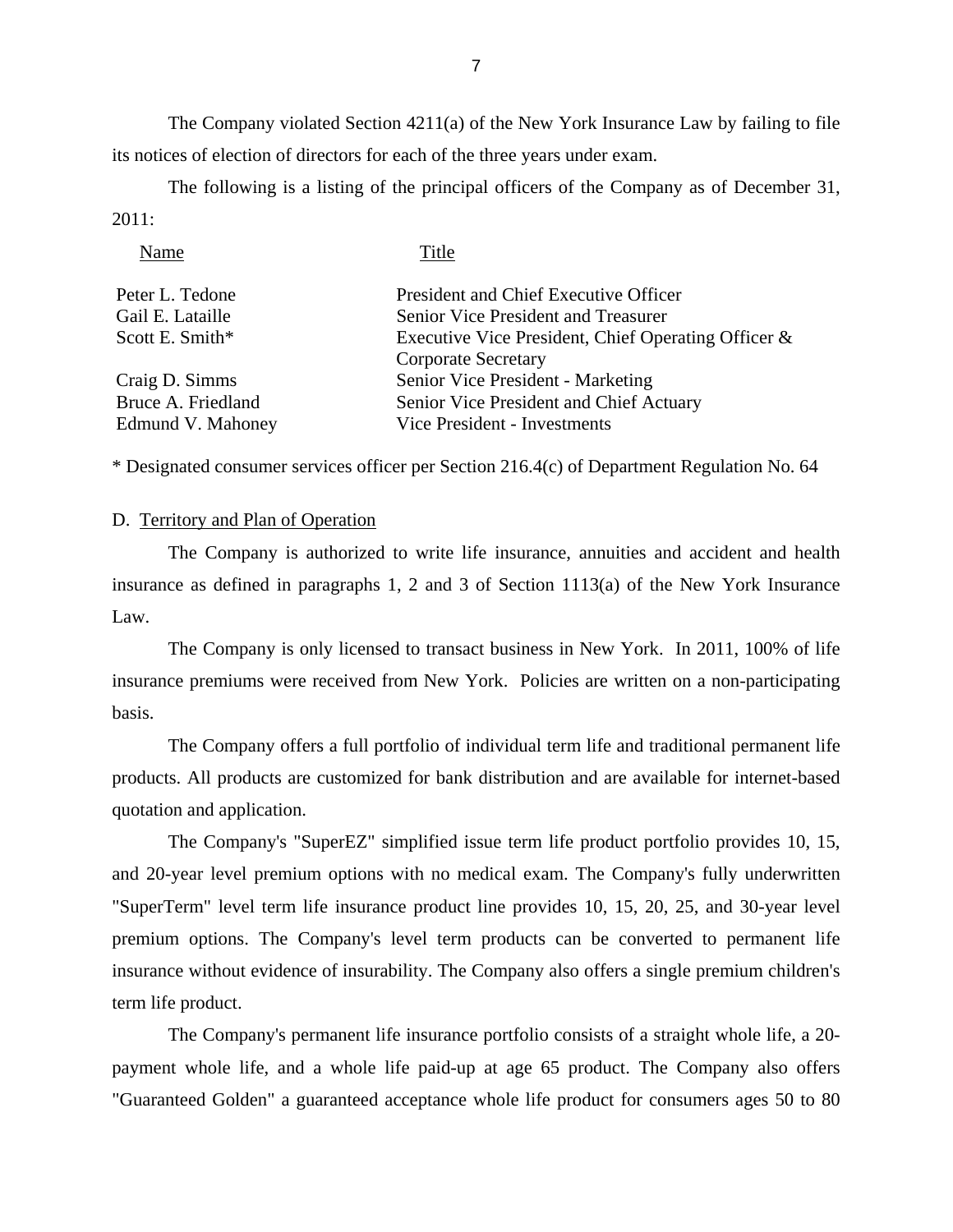The Company violated Section 4211(a) of the New York Insurance Law by failing to file its notices of election of directors for each of the three years under exam.

The following is a listing of the principal officers of the Company as of December 31, 2011:

| Name | Title |
|---|---|
| Peter L. Tedone | President and Chief Executive Officer |
| Gail E. Lataille | Senior Vice President and Treasurer |
| Scott E. Smith* | Executive Vice President, Chief Operating Officer & Corporate Secretary |
| Craig D. Simms | Senior Vice President - Marketing |
| Bruce A. Friedland | Senior Vice President and Chief Actuary |
| Edmund V. Mahoney | Vice President - Investments |

* Designated consumer services officer per Section 216.4(c) of Department Regulation No. 64

D. Territory and Plan of Operation

The Company is authorized to write life insurance, annuities and accident and health insurance as defined in paragraphs 1, 2 and 3 of Section 1113(a) of the New York Insurance Law.

The Company is only licensed to transact business in New York. In 2011, 100% of life insurance premiums were received from New York. Policies are written on a non-participating basis.

The Company offers a full portfolio of individual term life and traditional permanent life products. All products are customized for bank distribution and are available for internet-based quotation and application.

The Company's "SuperEZ" simplified issue term life product portfolio provides 10, 15, and 20-year level premium options with no medical exam. The Company's fully underwritten "SuperTerm" level term life insurance product line provides 10, 15, 20, 25, and 30-year level premium options. The Company's level term products can be converted to permanent life insurance without evidence of insurability. The Company also offers a single premium children's term life product.

The Company's permanent life insurance portfolio consists of a straight whole life, a 20-payment whole life, and a whole life paid-up at age 65 product. The Company also offers "Guaranteed Golden" a guaranteed acceptance whole life product for consumers ages 50 to 80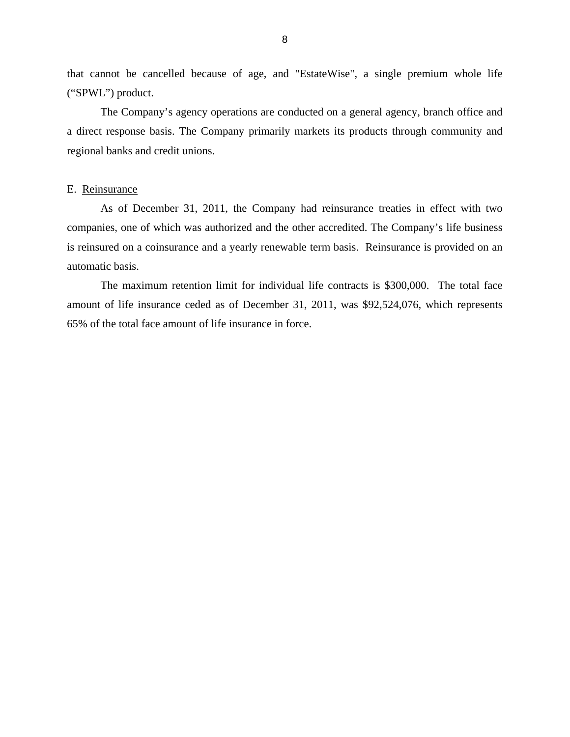that cannot be cancelled because of age, and "EstateWise", a single premium whole life ("SPWL") product.

The Company's agency operations are conducted on a general agency, branch office and a direct response basis. The Company primarily markets its products through community and regional banks and credit unions.

E. Reinsurance

As of December 31, 2011, the Company had reinsurance treaties in effect with two companies, one of which was authorized and the other accredited. The Company's life business is reinsured on a coinsurance and a yearly renewable term basis. Reinsurance is provided on an automatic basis.

The maximum retention limit for individual life contracts is $300,000. The total face amount of life insurance ceded as of December 31, 2011, was $92,524,076, which represents 65% of the total face amount of life insurance in force.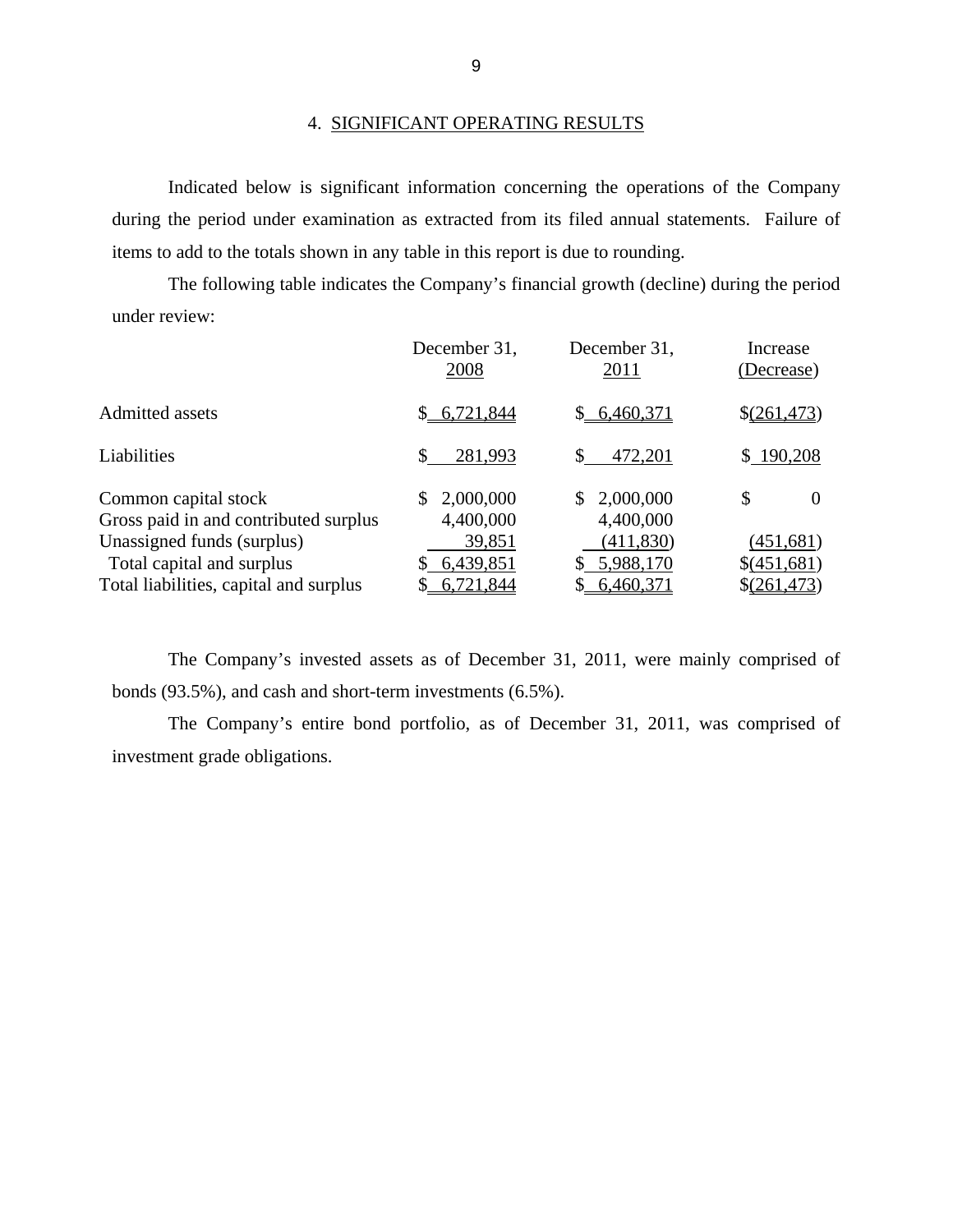## 4. SIGNIFICANT OPERATING RESULTS

Indicated below is significant information concerning the operations of the Company during the period under examination as extracted from its filed annual statements. Failure of items to add to the totals shown in any table in this report is due to rounding.

The following table indicates the Company's financial growth (decline) during the period under review:

| | December 31, 2008 | December 31, 2011 | Increase (Decrease) |
|---|---|---|---|
| Admitted assets | $ 6,721,844 | $ 6,460,371 | $(261,473) |
| Liabilities | $ 281,993 | $ 472,201 | $ 190,208 |
| Common capital stock | $ 2,000,000 | $ 2,000,000 | $ 0 |
| Gross paid in and contributed surplus | 4,400,000 | 4,400,000 | |
| Unassigned funds (surplus) | 39,851 | (411,830) | (451,681) |
| Total capital and surplus | $ 6,439,851 | $ 5,988,170 | $(451,681) |
| Total liabilities, capital and surplus | $ 6,721,844 | $ 6,460,371 | $(261,473) |

The Company's invested assets as of December 31, 2011, were mainly comprised of bonds (93.5%), and cash and short-term investments (6.5%).

The Company's entire bond portfolio, as of December 31, 2011, was comprised of investment grade obligations.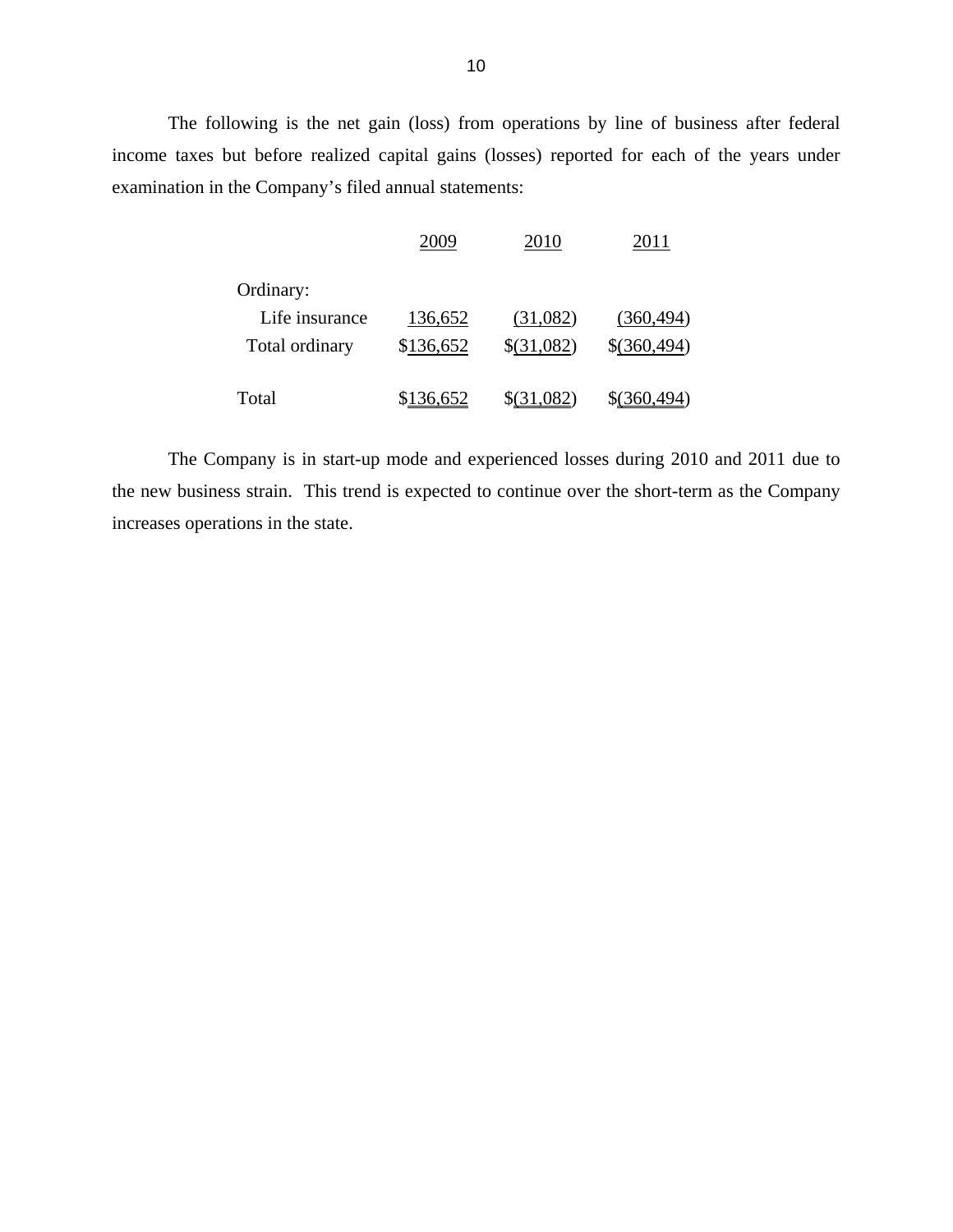The following is the net gain (loss) from operations by line of business after federal income taxes but before realized capital gains (losses) reported for each of the years under examination in the Company's filed annual statements:

| | 2009 | 2010 | 2011 |
|---|---|---|---|
| Ordinary: | | | |
| Life insurance | 136,652 | (31,082) | (360,494) |
| Total ordinary | $136,652 | $(31,082) | $(360,494) |
| Total | $136,652 | $(31,082) | $(360,494) |

The Company is in start-up mode and experienced losses during 2010 and 2011 due to the new business strain. This trend is expected to continue over the short-term as the Company increases operations in the state.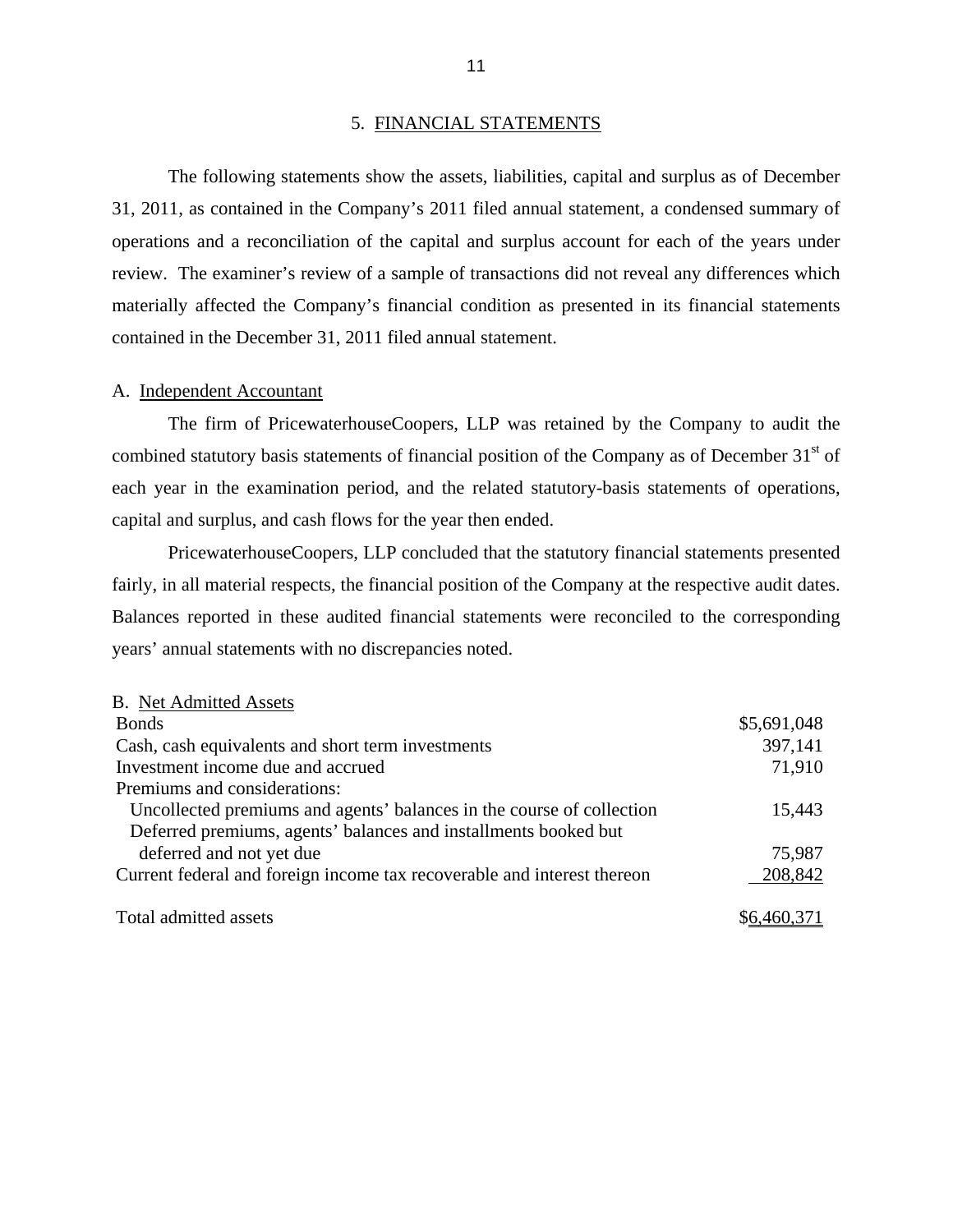## 5. FINANCIAL STATEMENTS

The following statements show the assets, liabilities, capital and surplus as of December 31, 2011, as contained in the Company's 2011 filed annual statement, a condensed summary of operations and a reconciliation of the capital and surplus account for each of the years under review. The examiner's review of a sample of transactions did not reveal any differences which materially affected the Company's financial condition as presented in its financial statements contained in the December 31, 2011 filed annual statement.

### A. Independent Accountant

The firm of PricewaterhouseCoopers, LLP was retained by the Company to audit the combined statutory basis statements of financial position of the Company as of December 31st of each year in the examination period, and the related statutory-basis statements of operations, capital and surplus, and cash flows for the year then ended.

PricewaterhouseCoopers, LLP concluded that the statutory financial statements presented fairly, in all material respects, the financial position of the Company at the respective audit dates. Balances reported in these audited financial statements were reconciled to the corresponding years' annual statements with no discrepancies noted.

### B. Net Admitted Assets

| | |
|---|---|
| Bonds | $5,691,048 |
| Cash, cash equivalents and short term investments | 397,141 |
| Investment income due and accrued | 71,910 |
| Premiums and considerations: | |
| Uncollected premiums and agents' balances in the course of collection | 15,443 |
| Deferred premiums, agents' balances and installments booked but deferred and not yet due | 75,987 |
| Current federal and foreign income tax recoverable and interest thereon | 208,842 |
| Total admitted assets | $6,460,371 |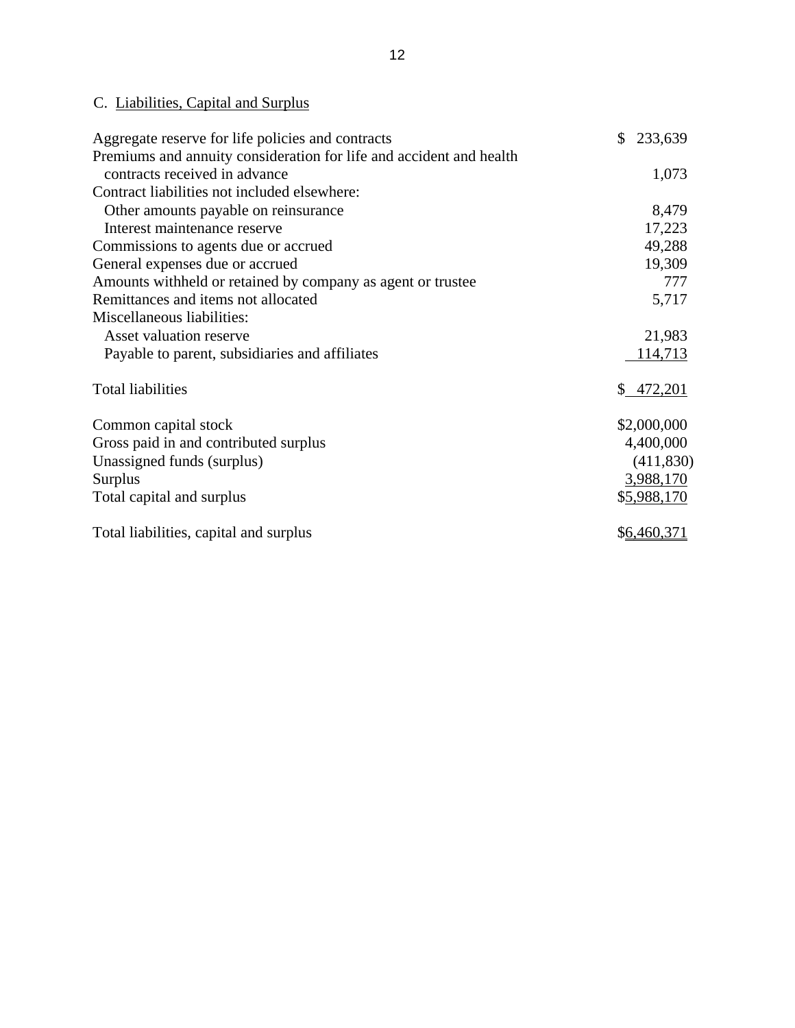## C. Liabilities, Capital and Surplus

| | |
|---|---|
| Aggregate reserve for life policies and contracts | $ 233,639 |
| Premiums and annuity consideration for life and accident and health contracts received in advance | 1,073 |
| Contract liabilities not included elsewhere: | |
| Other amounts payable on reinsurance | 8,479 |
| Interest maintenance reserve | 17,223 |
| Commissions to agents due or accrued | 49,288 |
| General expenses due or accrued | 19,309 |
| Amounts withheld or retained by company as agent or trustee | 777 |
| Remittances and items not allocated | 5,717 |
| Miscellaneous liabilities: | |
| Asset valuation reserve | 21,983 |
| Payable to parent, subsidiaries and affiliates | 114,713 |
| | |
| Total liabilities | $ 472,201 |
| | |
| Common capital stock | $2,000,000 |
| Gross paid in and contributed surplus | 4,400,000 |
| Unassigned funds (surplus) | (411,830) |
| Surplus | 3,988,170 |
| Total capital and surplus | $5,988,170 |
| | |
| Total liabilities, capital and surplus | $6,460,371 |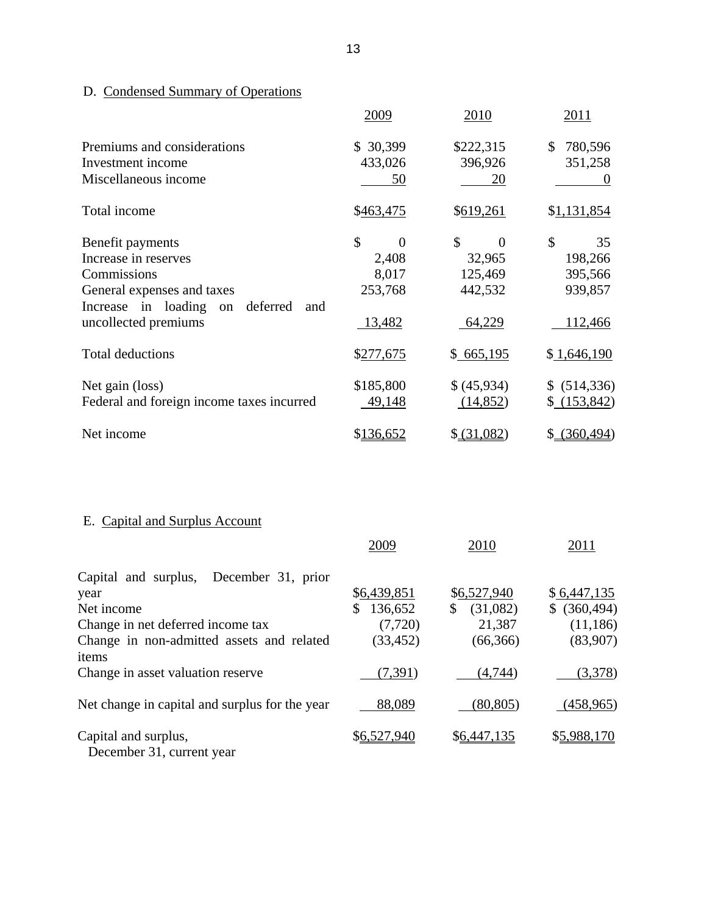D. Condensed Summary of Operations

| | 2009 | 2010 | 2011 |
|---|---|---|---|
| Premiums and considerations | $ 30,399 | $222,315 | $ 780,596 |
| Investment income | 433,026 | 396,926 | 351,258 |
| Miscellaneous income | 50 | 20 | 0 |
| Total income | $463,475 | $619,261 | $1,131,854 |
| Benefit payments | $ 0 | $ 0 | $ 35 |
| Increase in reserves | 2,408 | 32,965 | 198,266 |
| Commissions | 8,017 | 125,469 | 395,566 |
| General expenses and taxes | 253,768 | 442,532 | 939,857 |
| Increase in loading on deferred and uncollected premiums | 13,482 | 64,229 | 112,466 |
| Total deductions | $277,675 | $ 665,195 | $ 1,646,190 |
| Net gain (loss) | $185,800 | $ (45,934) | $ (514,336) |
| Federal and foreign income taxes incurred | 49,148 | (14,852) | $ (153,842) |
| Net income | $136,652 | $ (31,082) | $ (360,494) |

E. Capital and Surplus Account

| | 2009 | 2010 | 2011 |
|---|---|---|---|
| Capital and surplus, December 31, prior year | $6,439,851 | $6,527,940 | $ 6,447,135 |
| Net income | $ 136,652 | $ (31,082) | $ (360,494) |
| Change in net deferred income tax | (7,720) | 21,387 | (11,186) |
| Change in non-admitted assets and related items | (33,452) | (66,366) | (83,907) |
| Change in asset valuation reserve | (7,391) | (4,744) | (3,378) |
| Net change in capital and surplus for the year | 88,089 | (80,805) | (458,965) |
| Capital and surplus, December 31, current year | $6,527,940 | $6,447,135 | $5,988,170 |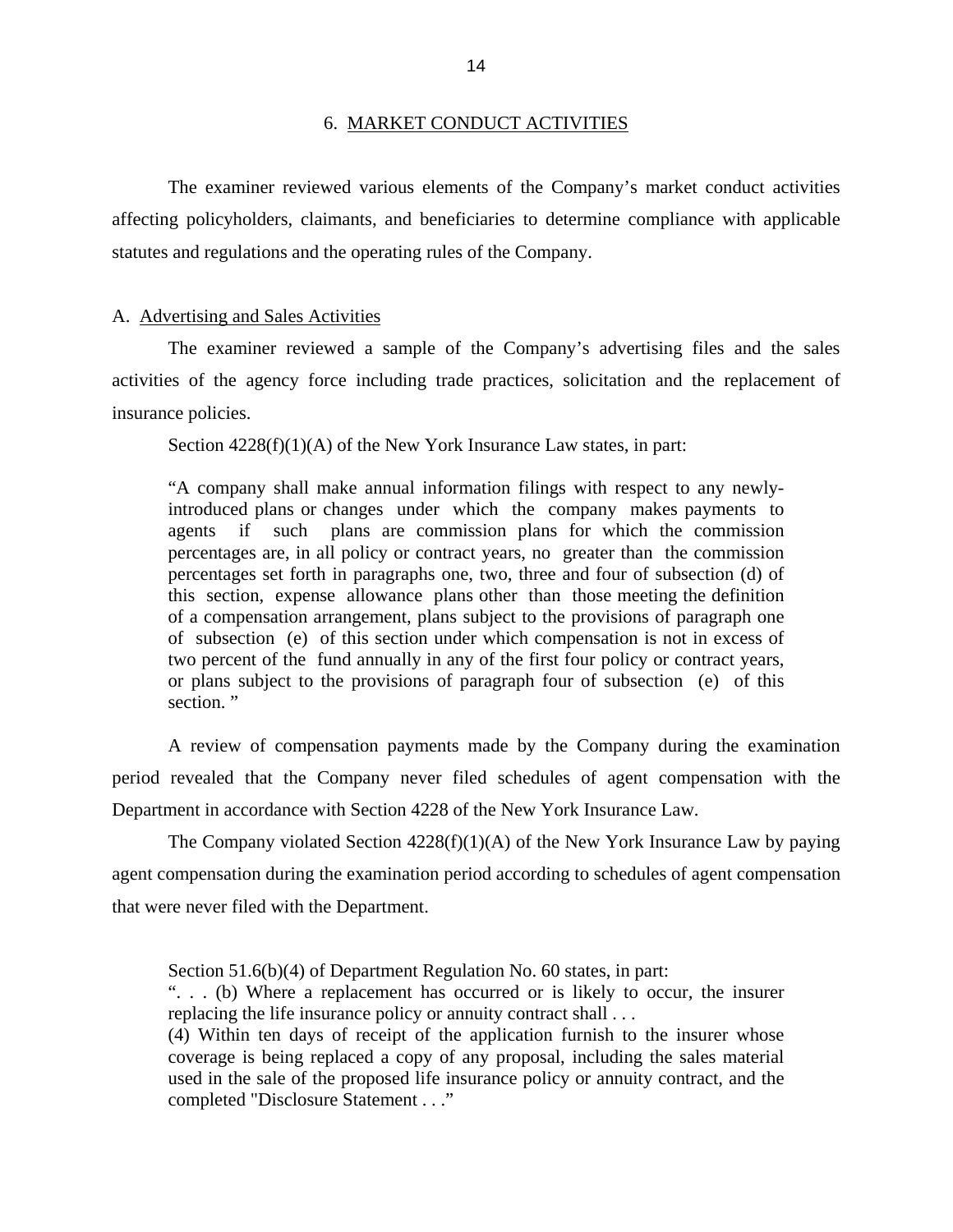## 6. MARKET CONDUCT ACTIVITIES

The examiner reviewed various elements of the Company's market conduct activities affecting policyholders, claimants, and beneficiaries to determine compliance with applicable statutes and regulations and the operating rules of the Company.

### A. Advertising and Sales Activities

The examiner reviewed a sample of the Company's advertising files and the sales activities of the agency force including trade practices, solicitation and the replacement of insurance policies.

Section 4228(f)(1)(A) of the New York Insurance Law states, in part:

> "A company shall make annual information filings with respect to any newly-introduced plans or changes under which the company makes payments to agents if such plans are commission plans for which the commission percentages are, in all policy or contract years, no greater than the commission percentages set forth in paragraphs one, two, three and four of subsection (d) of this section, expense allowance plans other than those meeting the definition of a compensation arrangement, plans subject to the provisions of paragraph one of subsection (e) of this section under which compensation is not in excess of two percent of the fund annually in any of the first four policy or contract years, or plans subject to the provisions of paragraph four of subsection (e) of this section. "

A review of compensation payments made by the Company during the examination period revealed that the Company never filed schedules of agent compensation with the Department in accordance with Section 4228 of the New York Insurance Law.

The Company violated Section 4228(f)(1)(A) of the New York Insurance Law by paying agent compensation during the examination period according to schedules of agent compensation that were never filed with the Department.

Section 51.6(b)(4) of Department Regulation No. 60 states, in part:

> ". . . (b) Where a replacement has occurred or is likely to occur, the insurer replacing the life insurance policy or annuity contract shall . . .
>
> (4) Within ten days of receipt of the application furnish to the insurer whose coverage is being replaced a copy of any proposal, including the sales material used in the sale of the proposed life insurance policy or annuity contract, and the completed "Disclosure Statement . . ."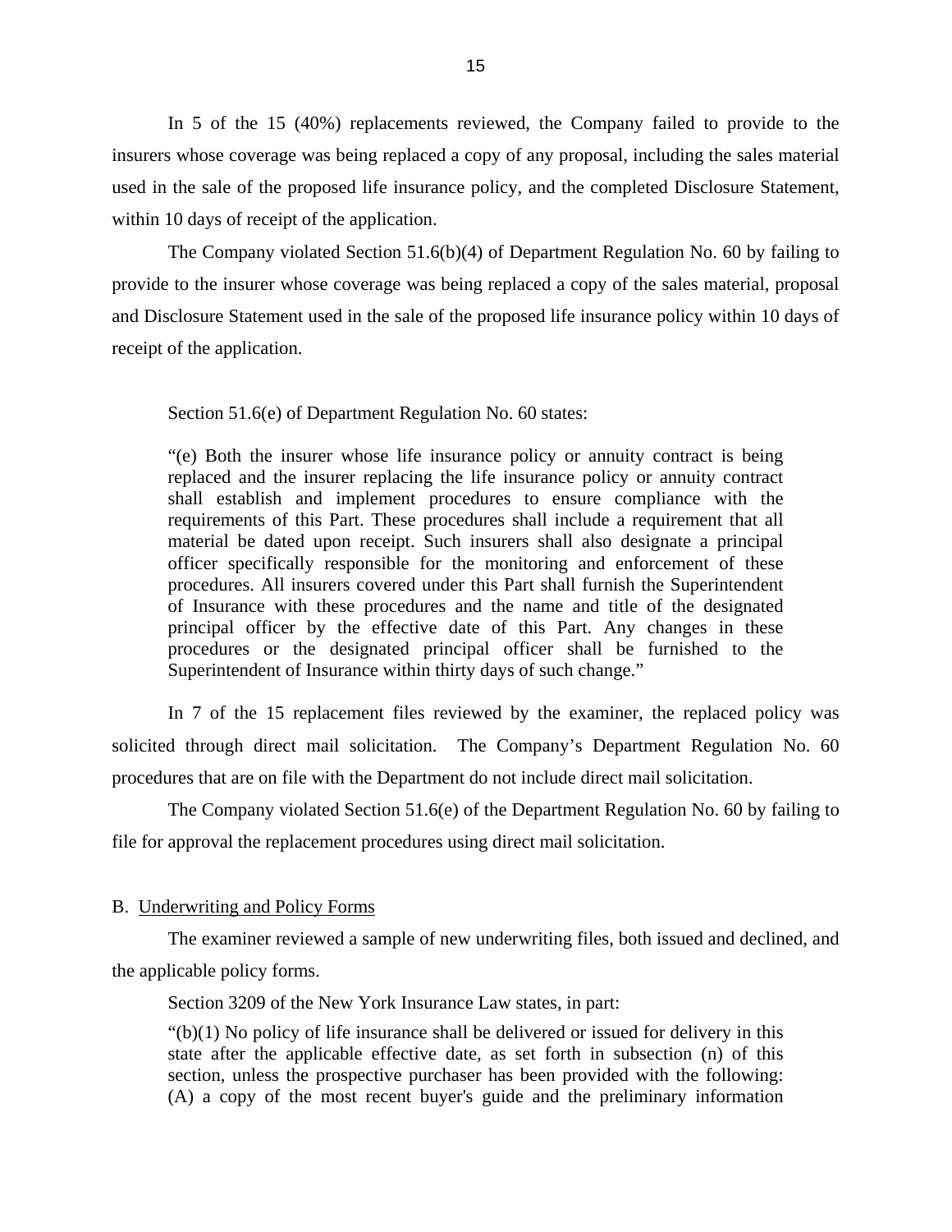In 5 of the 15 (40%) replacements reviewed, the Company failed to provide to the insurers whose coverage was being replaced a copy of any proposal, including the sales material used in the sale of the proposed life insurance policy, and the completed Disclosure Statement, within 10 days of receipt of the application.

The Company violated Section 51.6(b)(4) of Department Regulation No. 60 by failing to provide to the insurer whose coverage was being replaced a copy of the sales material, proposal and Disclosure Statement used in the sale of the proposed life insurance policy within 10 days of receipt of the application.

Section 51.6(e) of Department Regulation No. 60 states:

> "(e) Both the insurer whose life insurance policy or annuity contract is being replaced and the insurer replacing the life insurance policy or annuity contract shall establish and implement procedures to ensure compliance with the requirements of this Part. These procedures shall include a requirement that all material be dated upon receipt. Such insurers shall also designate a principal officer specifically responsible for the monitoring and enforcement of these procedures. All insurers covered under this Part shall furnish the Superintendent of Insurance with these procedures and the name and title of the designated principal officer by the effective date of this Part. Any changes in these procedures or the designated principal officer shall be furnished to the Superintendent of Insurance within thirty days of such change."

In 7 of the 15 replacement files reviewed by the examiner, the replaced policy was solicited through direct mail solicitation. The Company's Department Regulation No. 60 procedures that are on file with the Department do not include direct mail solicitation.

The Company violated Section 51.6(e) of the Department Regulation No. 60 by failing to file for approval the replacement procedures using direct mail solicitation.

## B. Underwriting and Policy Forms

The examiner reviewed a sample of new underwriting files, both issued and declined, and the applicable policy forms.

Section 3209 of the New York Insurance Law states, in part:

> "(b)(1) No policy of life insurance shall be delivered or issued for delivery in this state after the applicable effective date, as set forth in subsection (n) of this section, unless the prospective purchaser has been provided with the following: (A) a copy of the most recent buyer's guide and the preliminary information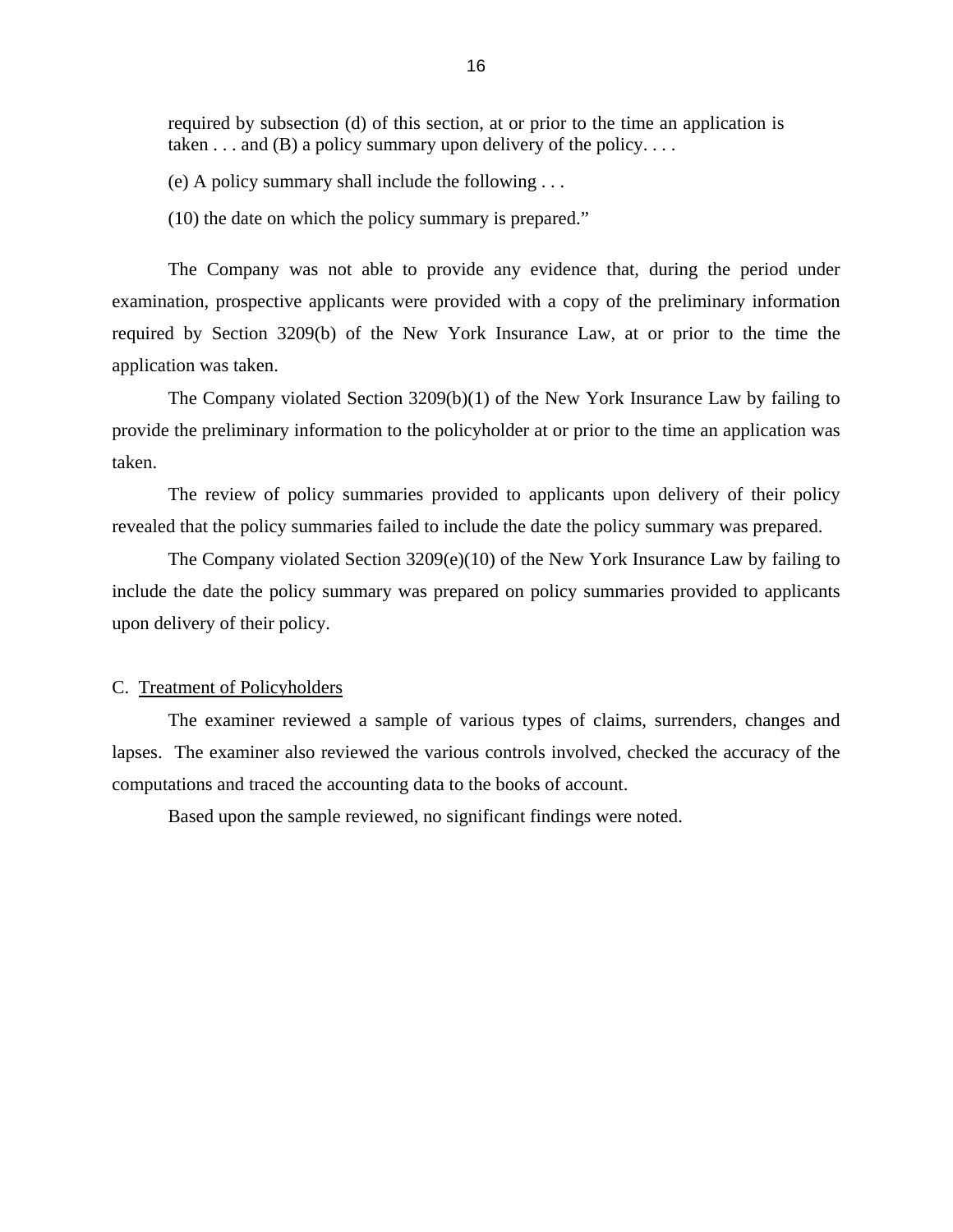> required by subsection (d) of this section, at or prior to the time an application is taken . . . and (B) a policy summary upon delivery of the policy. . . .
>
> (e) A policy summary shall include the following . . .
>
> (10) the date on which the policy summary is prepared."

The Company was not able to provide any evidence that, during the period under examination, prospective applicants were provided with a copy of the preliminary information required by Section 3209(b) of the New York Insurance Law, at or prior to the time the application was taken.

The Company violated Section 3209(b)(1) of the New York Insurance Law by failing to provide the preliminary information to the policyholder at or prior to the time an application was taken.

The review of policy summaries provided to applicants upon delivery of their policy revealed that the policy summaries failed to include the date the policy summary was prepared.

The Company violated Section 3209(e)(10) of the New York Insurance Law by failing to include the date the policy summary was prepared on policy summaries provided to applicants upon delivery of their policy.

C. <u>Treatment of Policyholders</u>

The examiner reviewed a sample of various types of claims, surrenders, changes and lapses. The examiner also reviewed the various controls involved, checked the accuracy of the computations and traced the accounting data to the books of account.

Based upon the sample reviewed, no significant findings were noted.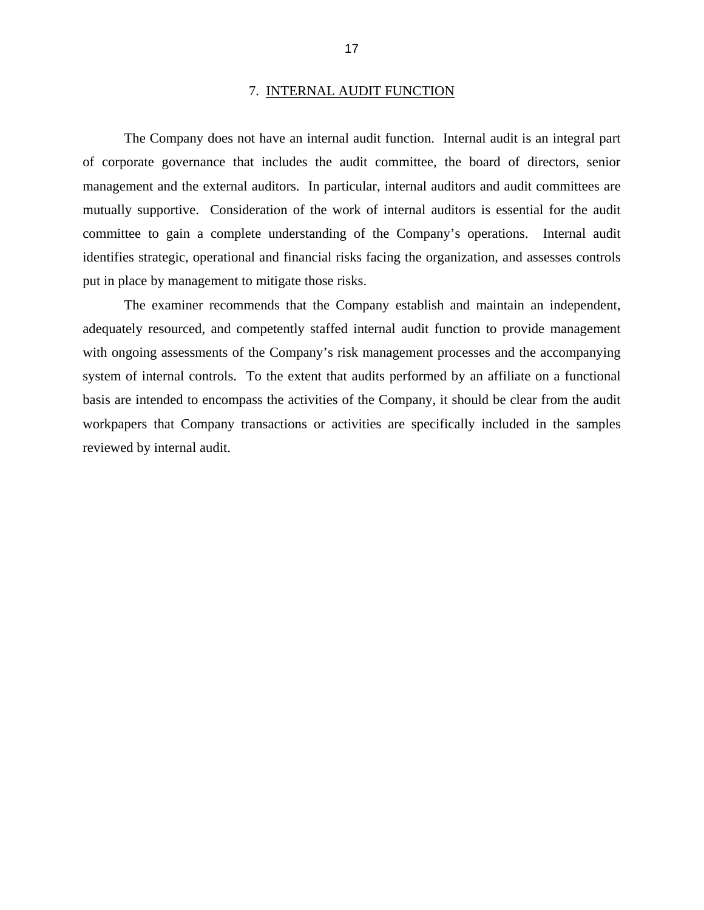## 7. INTERNAL AUDIT FUNCTION

The Company does not have an internal audit function. Internal audit is an integral part of corporate governance that includes the audit committee, the board of directors, senior management and the external auditors. In particular, internal auditors and audit committees are mutually supportive. Consideration of the work of internal auditors is essential for the audit committee to gain a complete understanding of the Company's operations. Internal audit identifies strategic, operational and financial risks facing the organization, and assesses controls put in place by management to mitigate those risks.

The examiner recommends that the Company establish and maintain an independent, adequately resourced, and competently staffed internal audit function to provide management with ongoing assessments of the Company's risk management processes and the accompanying system of internal controls. To the extent that audits performed by an affiliate on a functional basis are intended to encompass the activities of the Company, it should be clear from the audit workpapers that Company transactions or activities are specifically included in the samples reviewed by internal audit.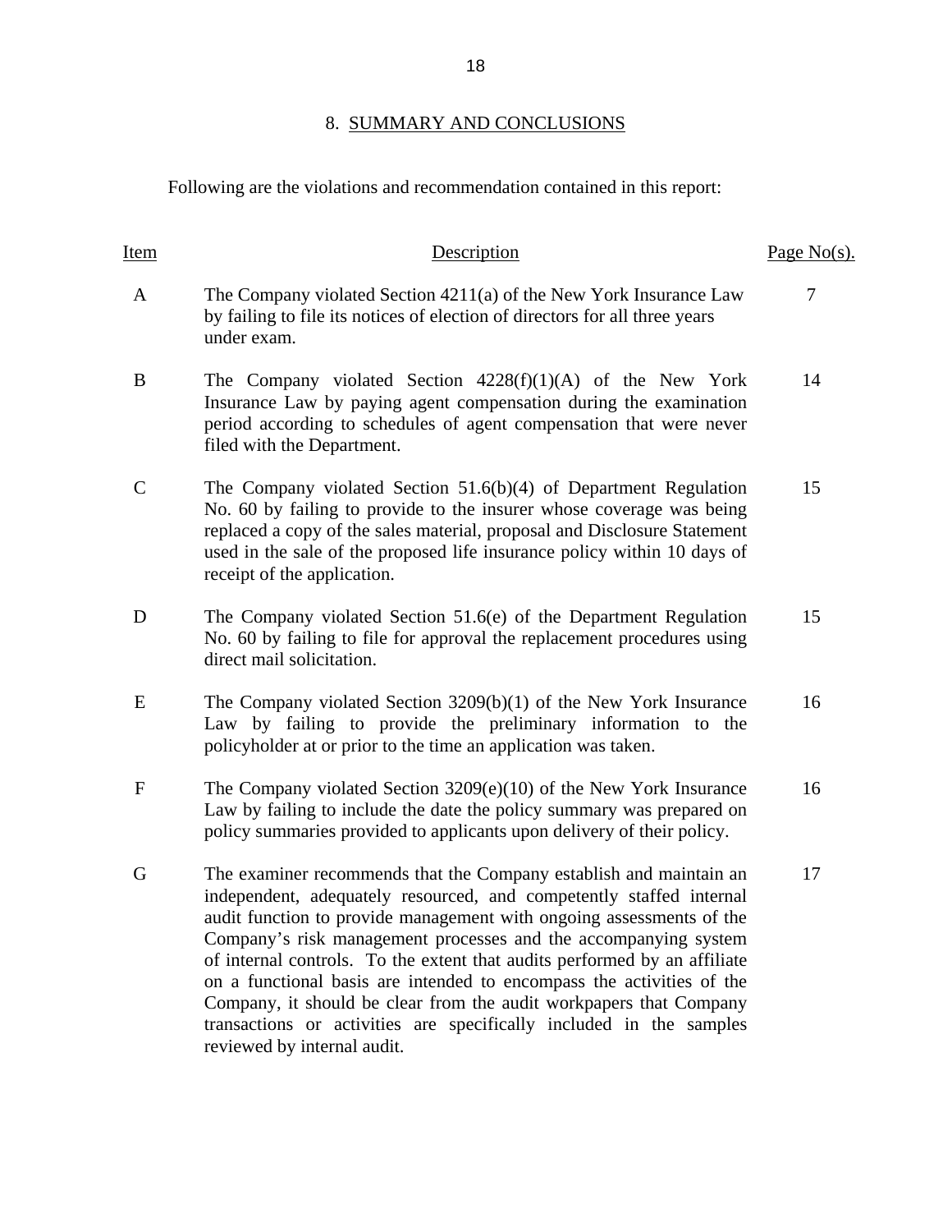## 8. SUMMARY AND CONCLUSIONS

Following are the violations and recommendation contained in this report:

| Item | Description | Page No(s). |
|---|---|---|
| A | The Company violated Section 4211(a) of the New York Insurance Law by failing to file its notices of election of directors for all three years under exam. | 7 |
| B | The Company violated Section 4228(f)(1)(A) of the New York Insurance Law by paying agent compensation during the examination period according to schedules of agent compensation that were never filed with the Department. | 14 |
| C | The Company violated Section 51.6(b)(4) of Department Regulation No. 60 by failing to provide to the insurer whose coverage was being replaced a copy of the sales material, proposal and Disclosure Statement used in the sale of the proposed life insurance policy within 10 days of receipt of the application. | 15 |
| D | The Company violated Section 51.6(e) of the Department Regulation No. 60 by failing to file for approval the replacement procedures using direct mail solicitation. | 15 |
| E | The Company violated Section 3209(b)(1) of the New York Insurance Law by failing to provide the preliminary information to the policyholder at or prior to the time an application was taken. | 16 |
| F | The Company violated Section 3209(e)(10) of the New York Insurance Law by failing to include the date the policy summary was prepared on policy summaries provided to applicants upon delivery of their policy. | 16 |
| G | The examiner recommends that the Company establish and maintain an independent, adequately resourced, and competently staffed internal audit function to provide management with ongoing assessments of the Company's risk management processes and the accompanying system of internal controls. To the extent that audits performed by an affiliate on a functional basis are intended to encompass the activities of the Company, it should be clear from the audit workpapers that Company transactions or activities are specifically included in the samples reviewed by internal audit. | 17 |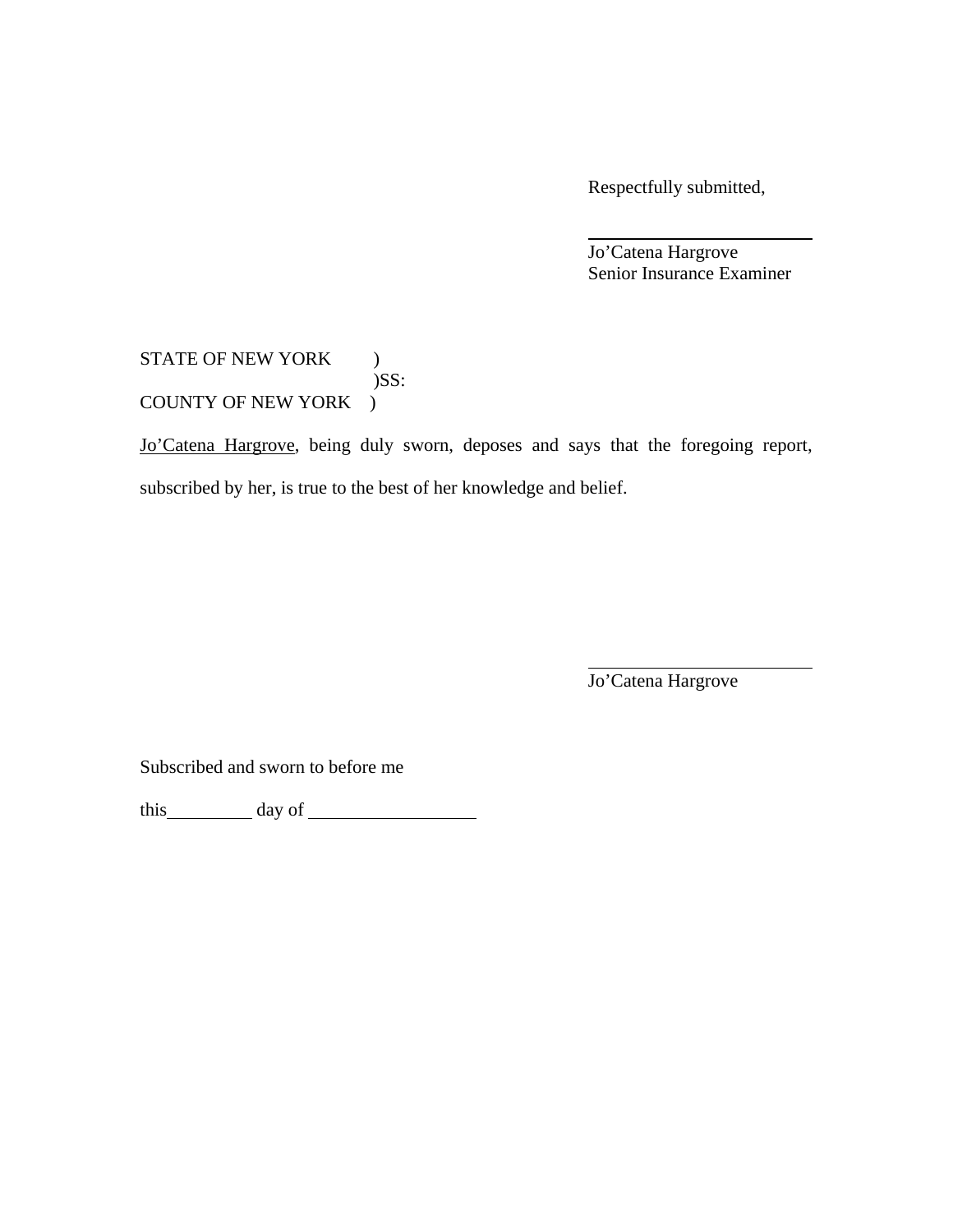Respectfully submitted,

\_\_\_\_\_\_\_\_\_\_\_\_\_\_\_\_\_\_\_\_\_\_\_\_

Jo’Catena Hargrove
Senior Insurance Examiner

STATE OF NEW YORK )
)SS:
COUNTY OF NEW YORK )

Jo’Catena Hargrove, being duly sworn, deposes and says that the foregoing report, subscribed by her, is true to the best of her knowledge and belief.

\_\_\_\_\_\_\_\_\_\_\_\_\_\_\_\_\_\_\_\_\_\_\_\_

Jo’Catena Hargrove

Subscribed and sworn to before me

this\_\_\_\_\_\_\_\_\_\_ day of \_\_\_\_\_\_\_\_\_\_\_\_\_\_\_\_\_\_\_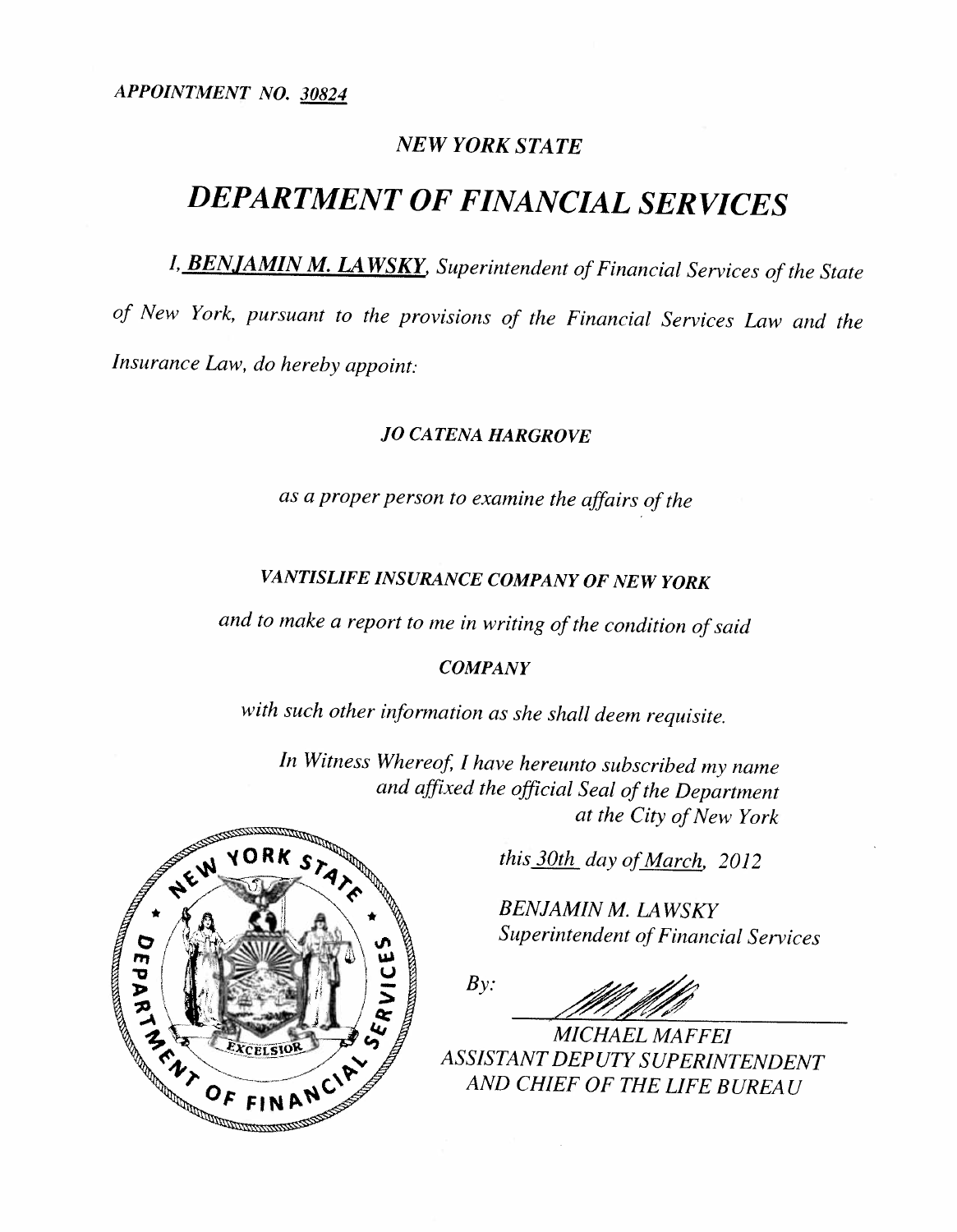*APPOINTMENT NO. 30824*

*NEW YORK STATE*

# *DEPARTMENT OF FINANCIAL SERVICES*

*I, **BENJAMIN M. LAWSKY**, Superintendent of Financial Services of the State of New York, pursuant to the provisions of the Financial Services Law and the Insurance Law, do hereby appoint:*

*JO CATENA HARGROVE*

*as a proper person to examine the affairs of the*

*VANTISLIFE INSURANCE COMPANY OF NEW YORK*

*and to make a report to me in writing of the condition of said*

*COMPANY*

*with such other information as she shall deem requisite.*

*In Witness Whereof, I have hereunto subscribed my name and affixed the official Seal of the Department at the City of New York*

*this 30th day of March, 2012*

*BENJAMIN M. LAWSKY*
*Superintendent of Financial Services*

*By:*

*MICHAEL MAFFEI*
*ASSISTANT DEPUTY SUPERINTENDENT AND CHIEF OF THE LIFE BUREAU*